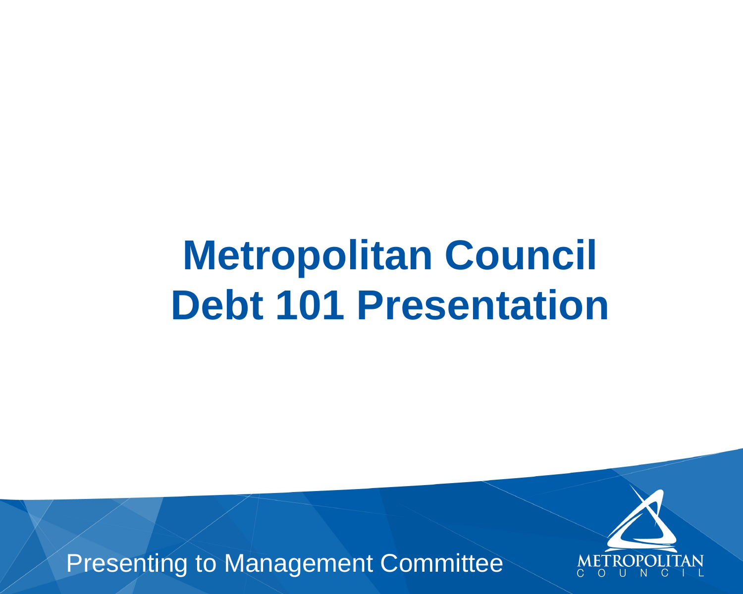# Metropolitan Council Debt 101 Presentation

Presenting to Management Committee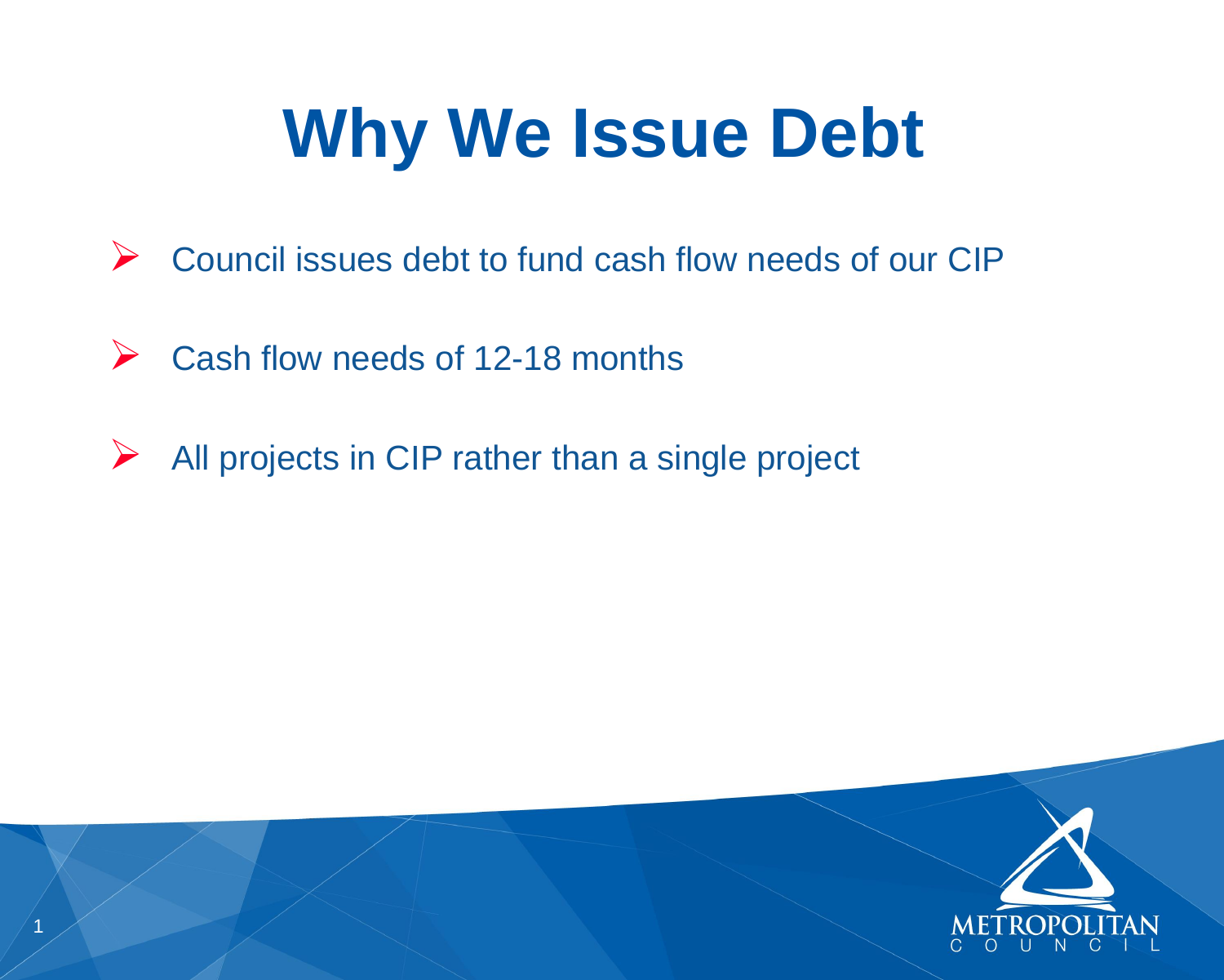# Why We Issue Debt

- Council issues debt to fund cash flow needs of our CIP
- Cash flow needs of 12-18 months
- All projects in CIP rather than a single project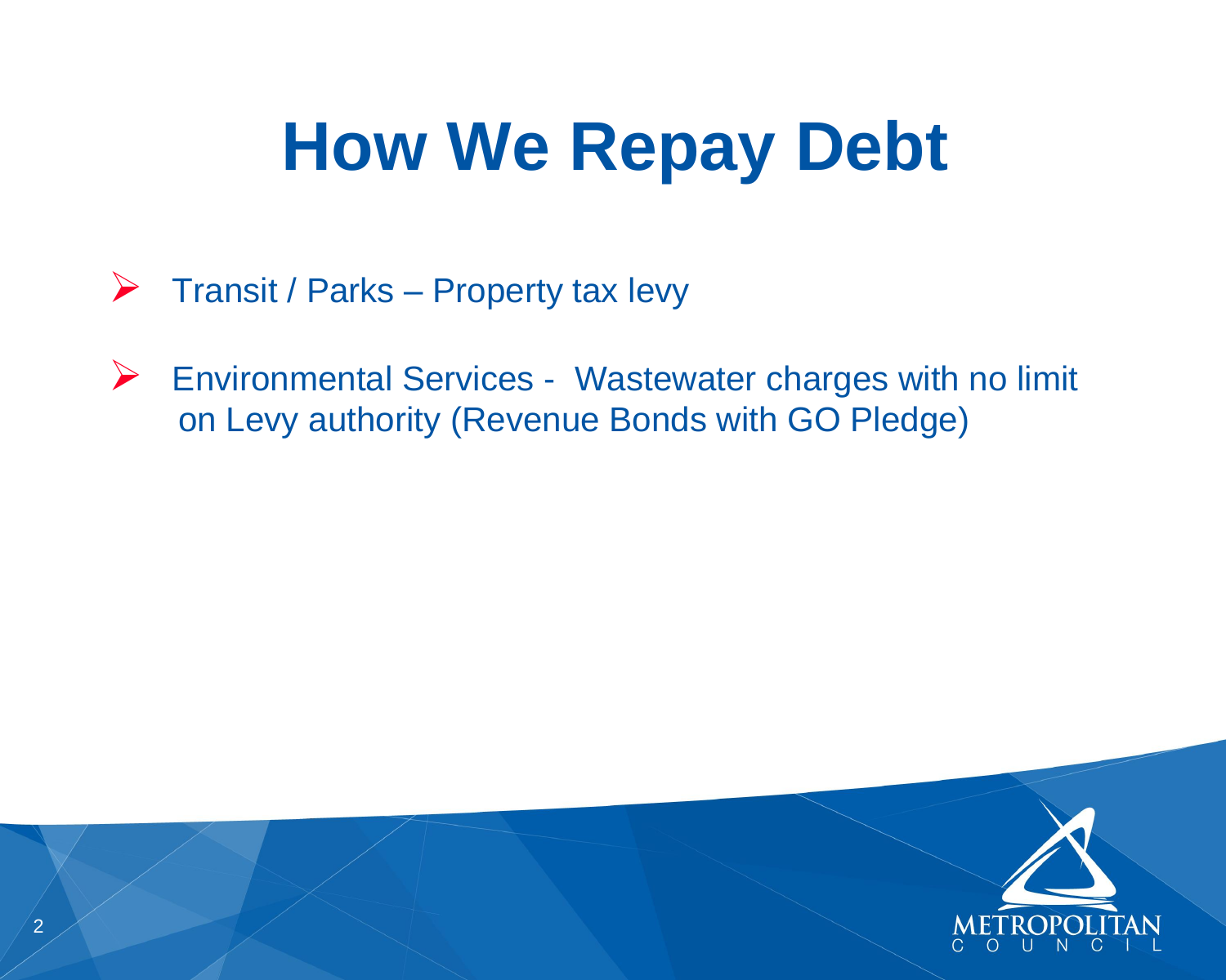# How We Repay Debt

- Transit / Parks – Property tax levy
- Environmental Services - Wastewater charges with no limit on Levy authority (Revenue Bonds with GO Pledge)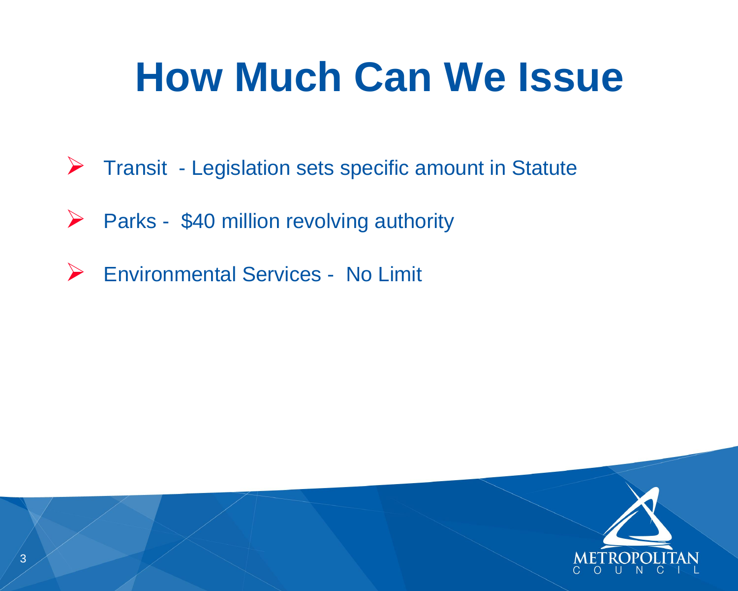# How Much Can We Issue

- Transit - Legislation sets specific amount in Statute
- Parks - $40 million revolving authority
- Environmental Services - No Limit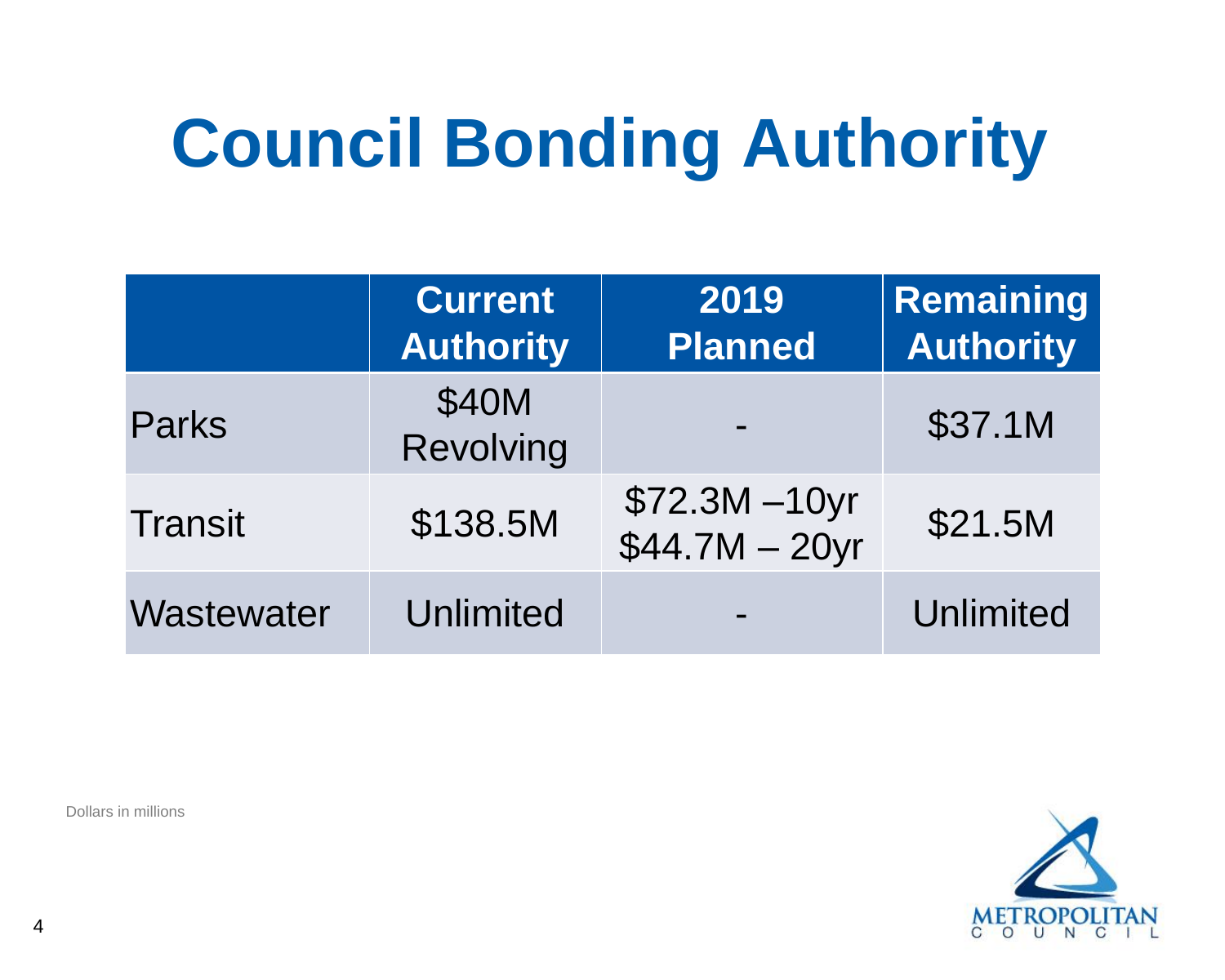# Council Bonding Authority

| | Current Authority | 2019 Planned | Remaining Authority |
|---|---|---|---|
| Parks | $40M Revolving | - | $37.1M |
| Transit | $138.5M | $72.3M –10yr<br>$44.7M – 20yr | $21.5M |
| Wastewater | Unlimited | - | Unlimited |

Dollars in millions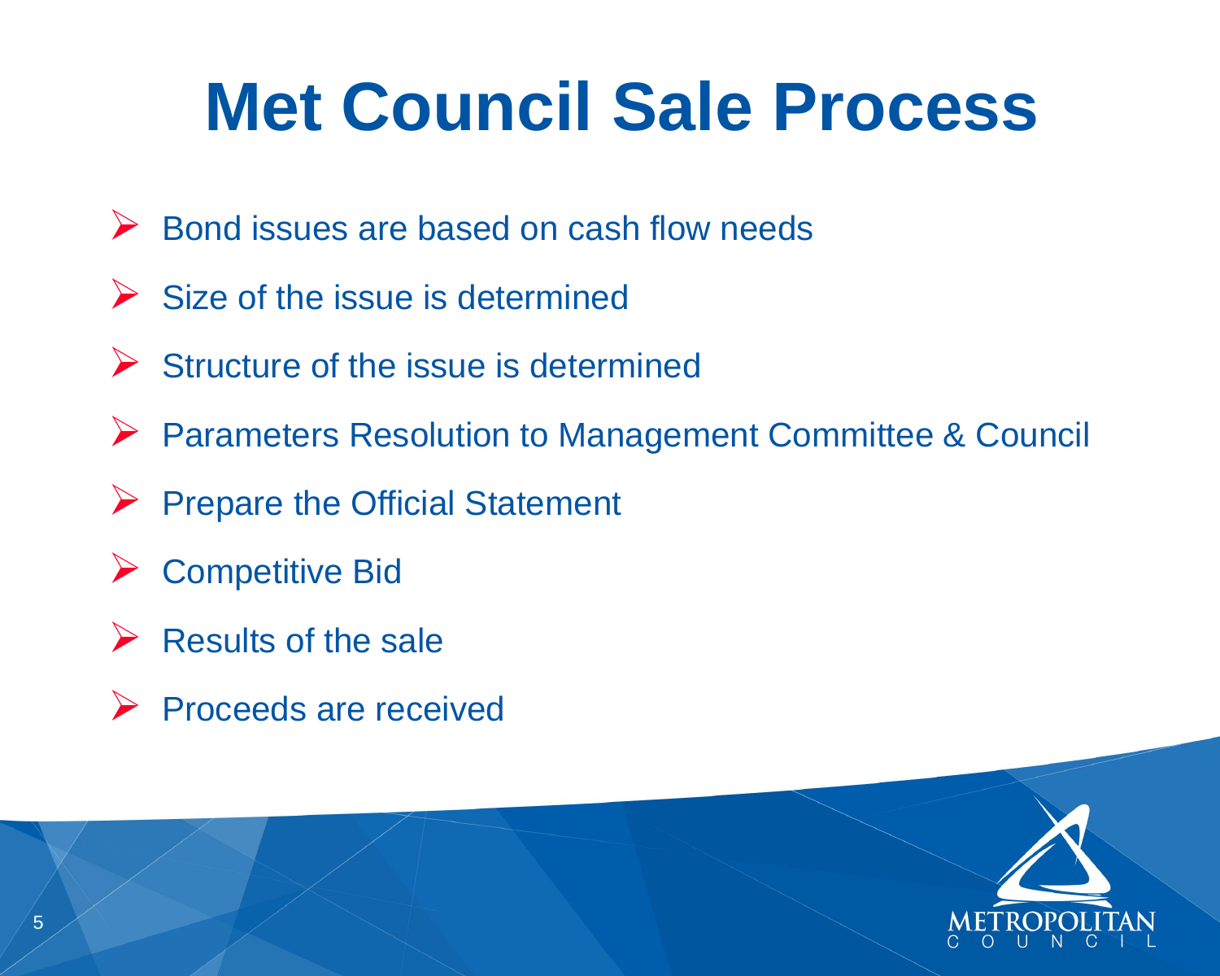# Met Council Sale Process

- Bond issues are based on cash flow needs
- Size of the issue is determined
- Structure of the issue is determined
- Parameters Resolution to Management Committee & Council
- Prepare the Official Statement
- Competitive Bid
- Results of the sale
- Proceeds are received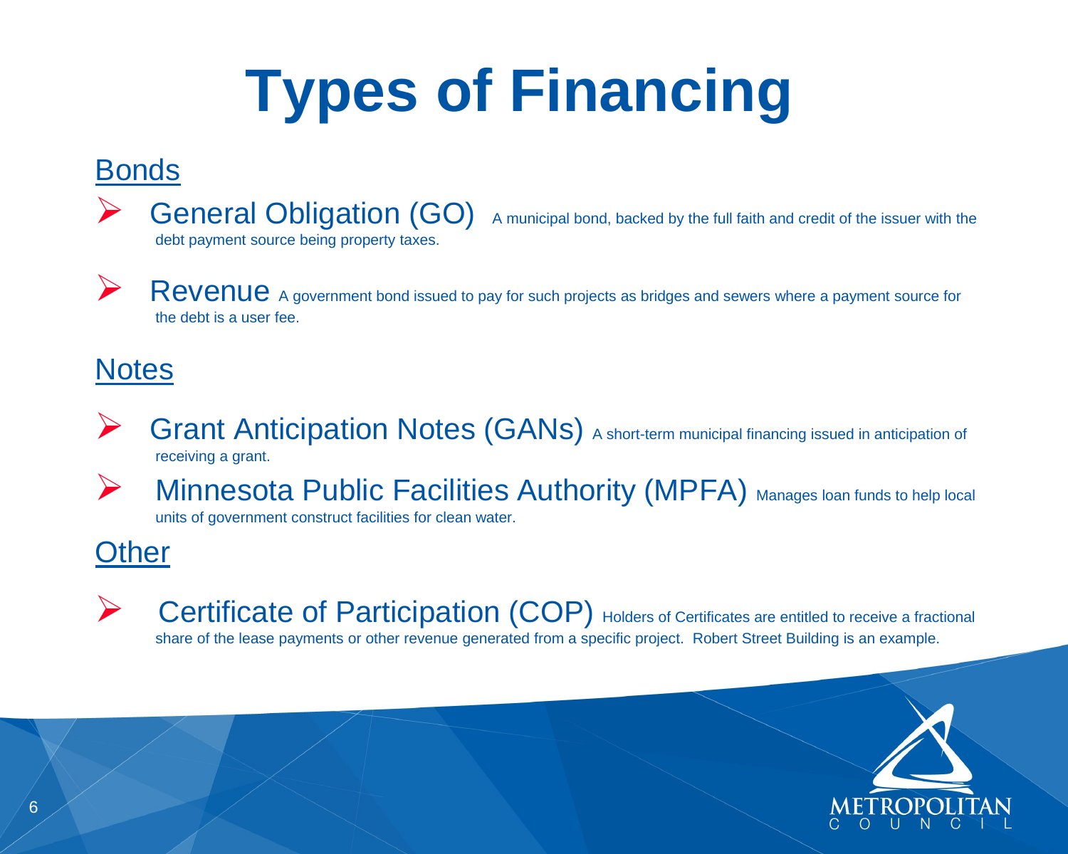# Types of Financing

## Bonds

- **General Obligation (GO)** A municipal bond, backed by the full faith and credit of the issuer with the debt payment source being property taxes.

- **Revenue** A government bond issued to pay for such projects as bridges and sewers where a payment source for the debt is a user fee.

## Notes

- **Grant Anticipation Notes (GANs)** A short-term municipal financing issued in anticipation of receiving a grant.
- **Minnesota Public Facilities Authority (MPFA)** Manages loan funds to help local units of government construct facilities for clean water.

## Other

- **Certificate of Participation (COP)** Holders of Certificates are entitled to receive a fractional share of the lease payments or other revenue generated from a specific project. Robert Street Building is an example.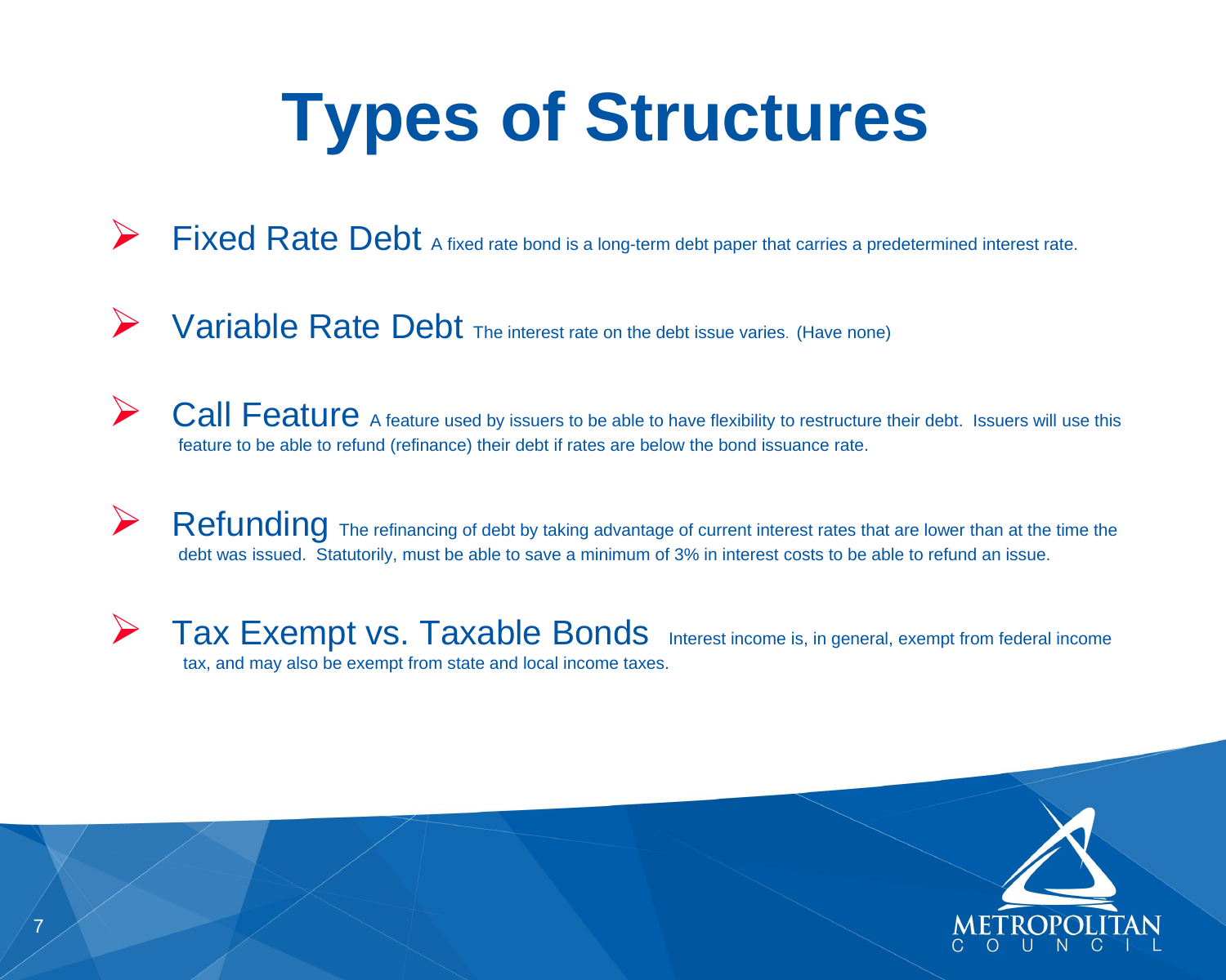# Types of Structures

- **Fixed Rate Debt** A fixed rate bond is a long-term debt paper that carries a predetermined interest rate.
- **Variable Rate Debt** The interest rate on the debt issue varies. (Have none)
- **Call Feature** A feature used by issuers to be able to have flexibility to restructure their debt. Issuers will use this feature to be able to refund (refinance) their debt if rates are below the bond issuance rate.
- **Refunding** The refinancing of debt by taking advantage of current interest rates that are lower than at the time the debt was issued. Statutorily, must be able to save a minimum of 3% in interest costs to be able to refund an issue.
- **Tax Exempt vs. Taxable Bonds** Interest income is, in general, exempt from federal income tax, and may also be exempt from state and local income taxes.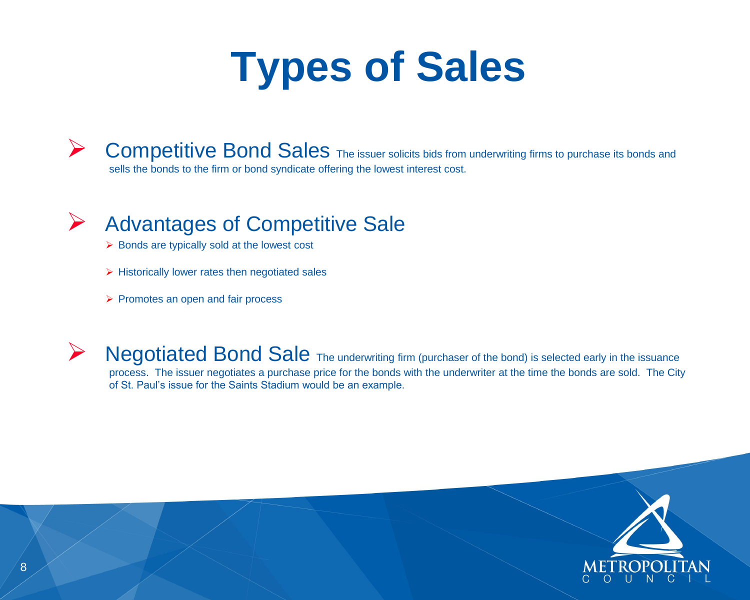# Types of Sales

- **Competitive Bond Sales** The issuer solicits bids from underwriting firms to purchase its bonds and sells the bonds to the firm or bond syndicate offering the lowest interest cost.

- **Advantages of Competitive Sale**
  - Bonds are typically sold at the lowest cost
  - Historically lower rates then negotiated sales
  - Promotes an open and fair process

- **Negotiated Bond Sale** The underwriting firm (purchaser of the bond) is selected early in the issuance process. The issuer negotiates a purchase price for the bonds with the underwriter at the time the bonds are sold. The City of St. Paul's issue for the Saints Stadium would be an example.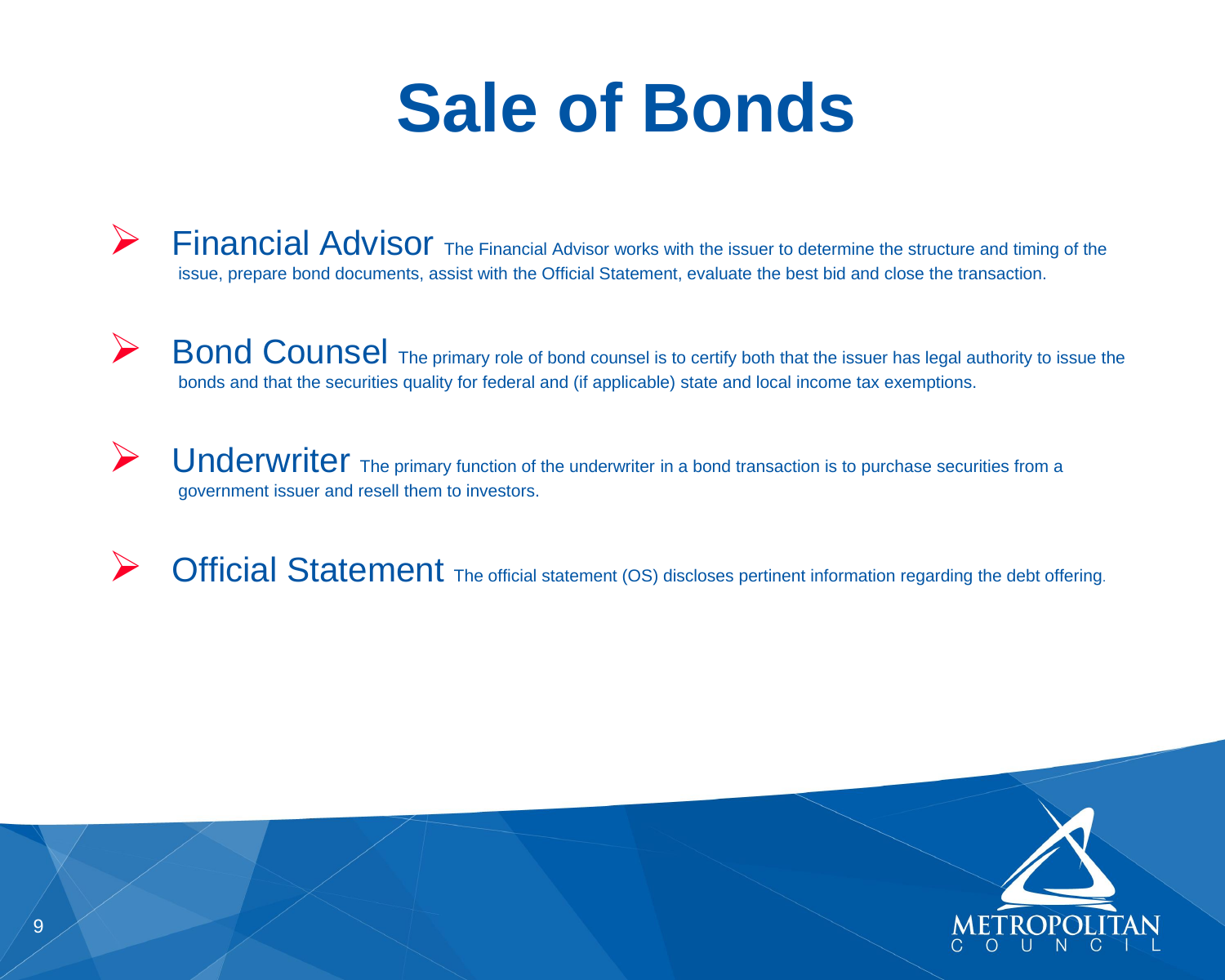# Sale of Bonds

- **Financial Advisor** The Financial Advisor works with the issuer to determine the structure and timing of the issue, prepare bond documents, assist with the Official Statement, evaluate the best bid and close the transaction.

- **Bond Counsel** The primary role of bond counsel is to certify both that the issuer has legal authority to issue the bonds and that the securities quality for federal and (if applicable) state and local income tax exemptions.

- **Underwriter** The primary function of the underwriter in a bond transaction is to purchase securities from a government issuer and resell them to investors.

- **Official Statement** The official statement (OS) discloses pertinent information regarding the debt offering.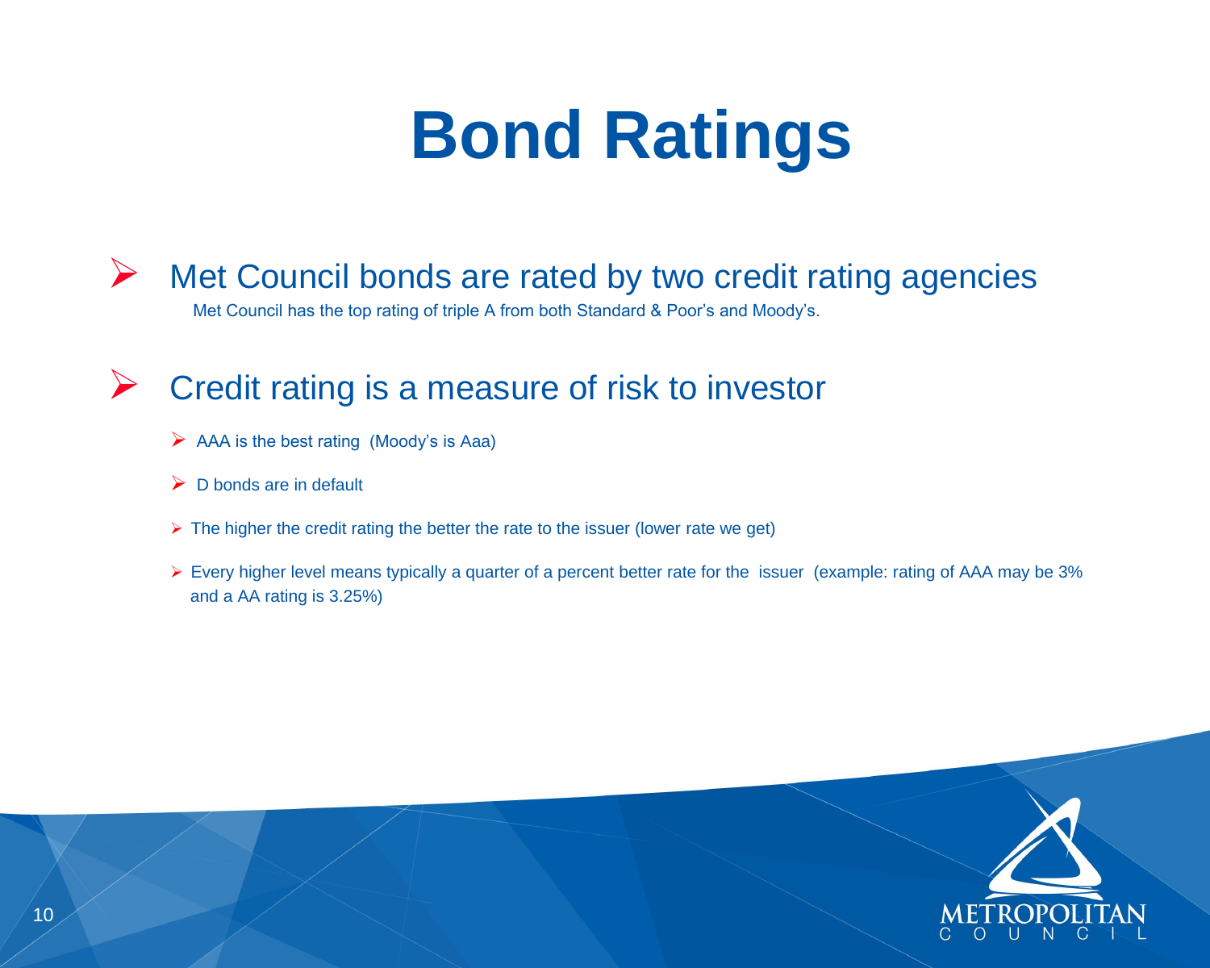# Bond Ratings

- Met Council bonds are rated by two credit rating agencies

  Met Council has the top rating of triple A from both Standard & Poor's and Moody's.

- Credit rating is a measure of risk to investor
  - AAA is the best rating (Moody's is Aaa)
  - D bonds are in default
  - The higher the credit rating the better the rate to the issuer (lower rate we get)
  - Every higher level means typically a quarter of a percent better rate for the issuer (example: rating of AAA may be 3% and a AA rating is 3.25%)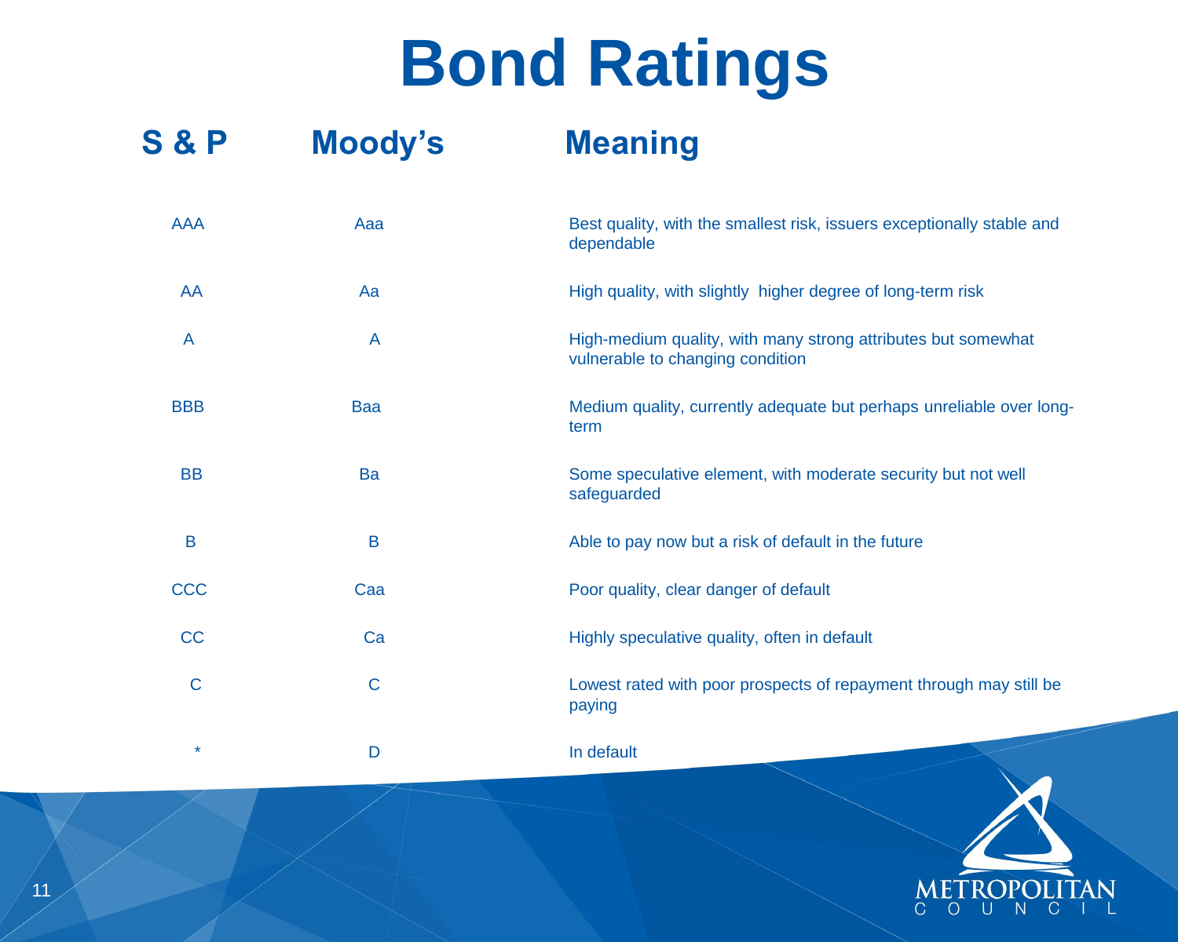# Bond Ratings

| S & P | Moody's | Meaning |
| --- | --- | --- |
| AAA | Aaa | Best quality, with the smallest risk, issuers exceptionally stable and dependable |
| AA | Aa | High quality, with slightly higher degree of long-term risk |
| A | A | High-medium quality, with many strong attributes but somewhat vulnerable to changing condition |
| BBB | Baa | Medium quality, currently adequate but perhaps unreliable over long-term |
| BB | Ba | Some speculative element, with moderate security but not well safeguarded |
| B | B | Able to pay now but a risk of default in the future |
| CCC | Caa | Poor quality, clear danger of default |
| CC | Ca | Highly speculative quality, often in default |
| C | C | Lowest rated with poor prospects of repayment through may still be paying |
| * | D | In default |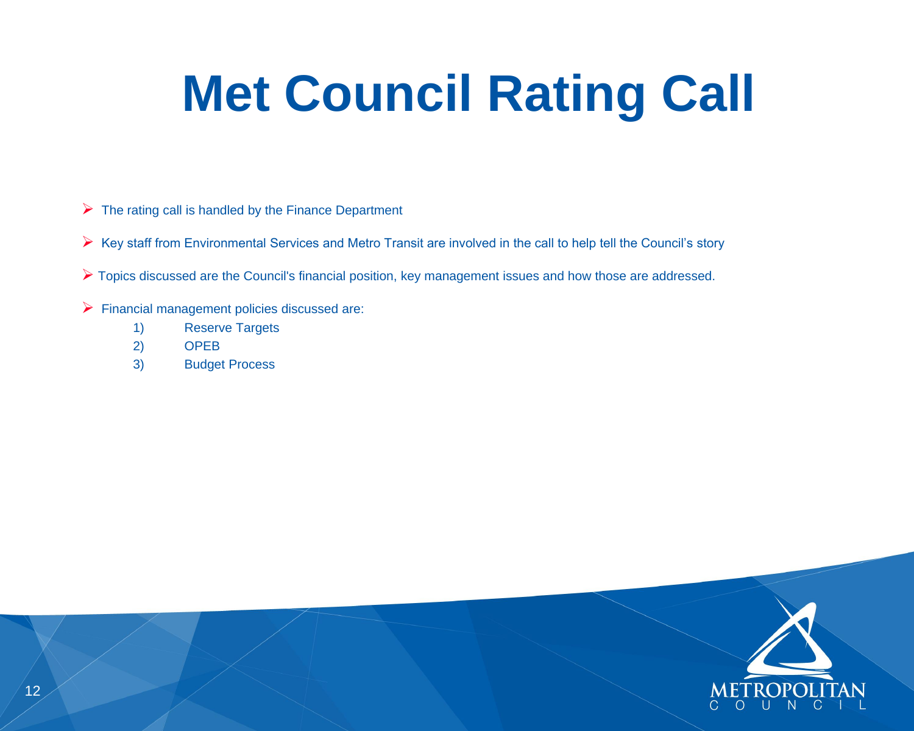# Met Council Rating Call

- The rating call is handled by the Finance Department
- Key staff from Environmental Services and Metro Transit are involved in the call to help tell the Council's story
- Topics discussed are the Council's financial position, key management issues and how those are addressed.
- Financial management policies discussed are:
  1) Reserve Targets
  2) OPEB
  3) Budget Process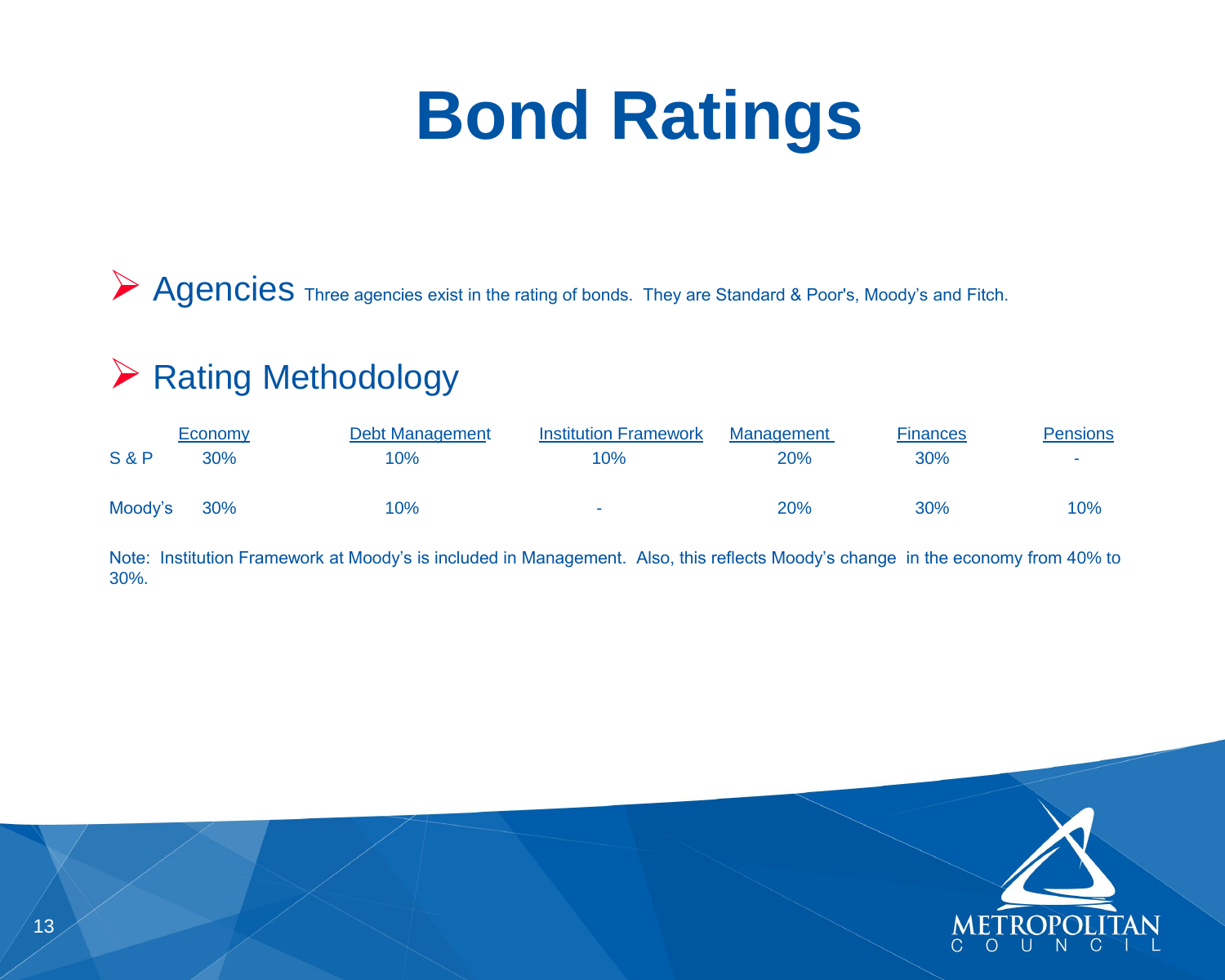# Bond Ratings

- Agencies Three agencies exist in the rating of bonds. They are Standard & Poor's, Moody's and Fitch.

- Rating Methodology

| | Economy | Debt Management | Institution Framework | Management | Finances | Pensions |
|---|---|---|---|---|---|---|
| S & P | 30% | 10% | 10% | 20% | 30% | - |
| Moody's | 30% | 10% | - | 20% | 30% | 10% |

Note: Institution Framework at Moody's is included in Management. Also, this reflects Moody's change in the economy from 40% to 30%.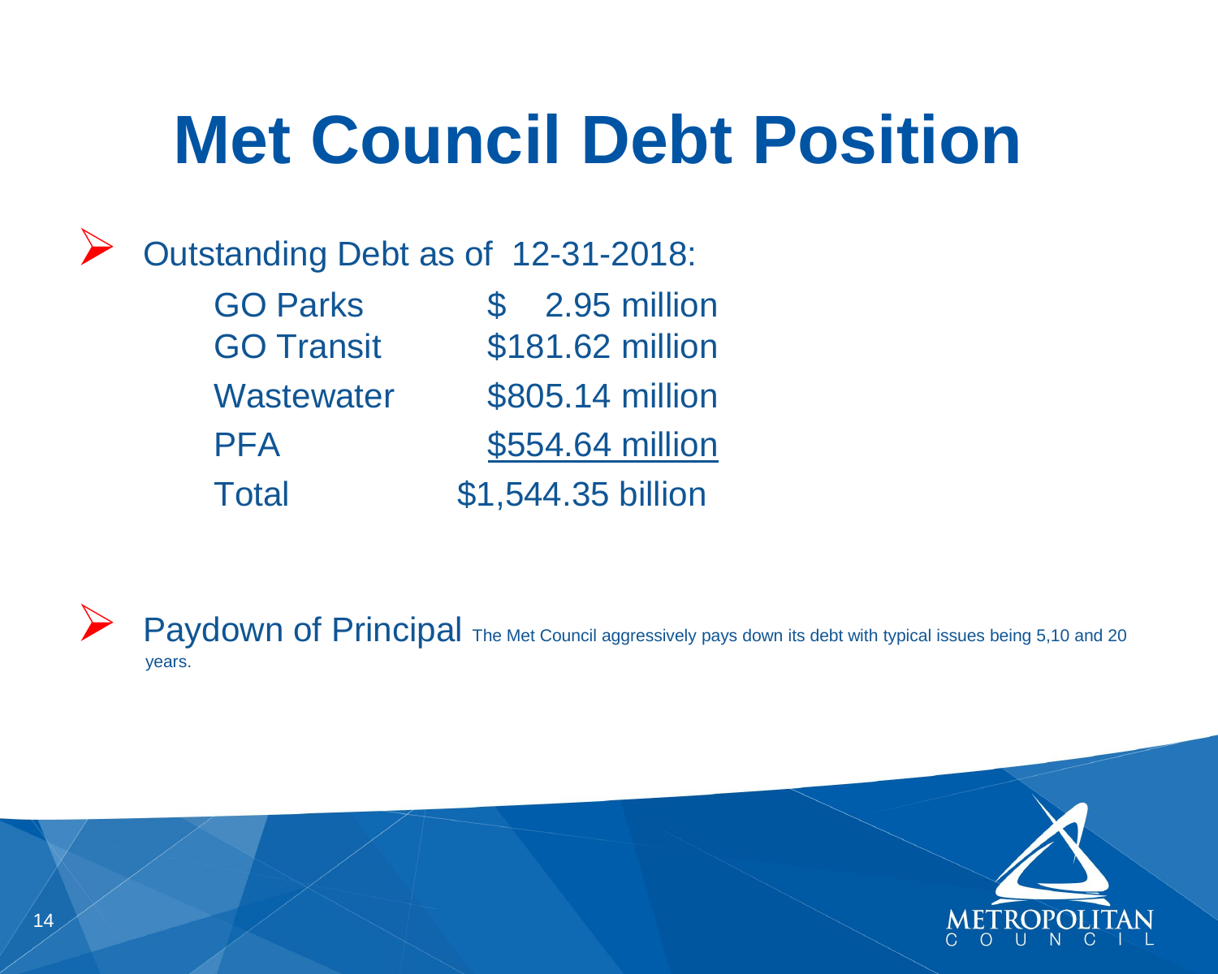# Met Council Debt Position

- Outstanding Debt as of 12-31-2018:

| | |
|---|---|
| GO Parks | $ 2.95 million |
| GO Transit | $181.62 million |
| Wastewater | $805.14 million |
| PFA | $554.64 million |
| Total | $1,544.35 billion |

- Paydown of Principal The Met Council aggressively pays down its debt with typical issues being 5,10 and 20 years.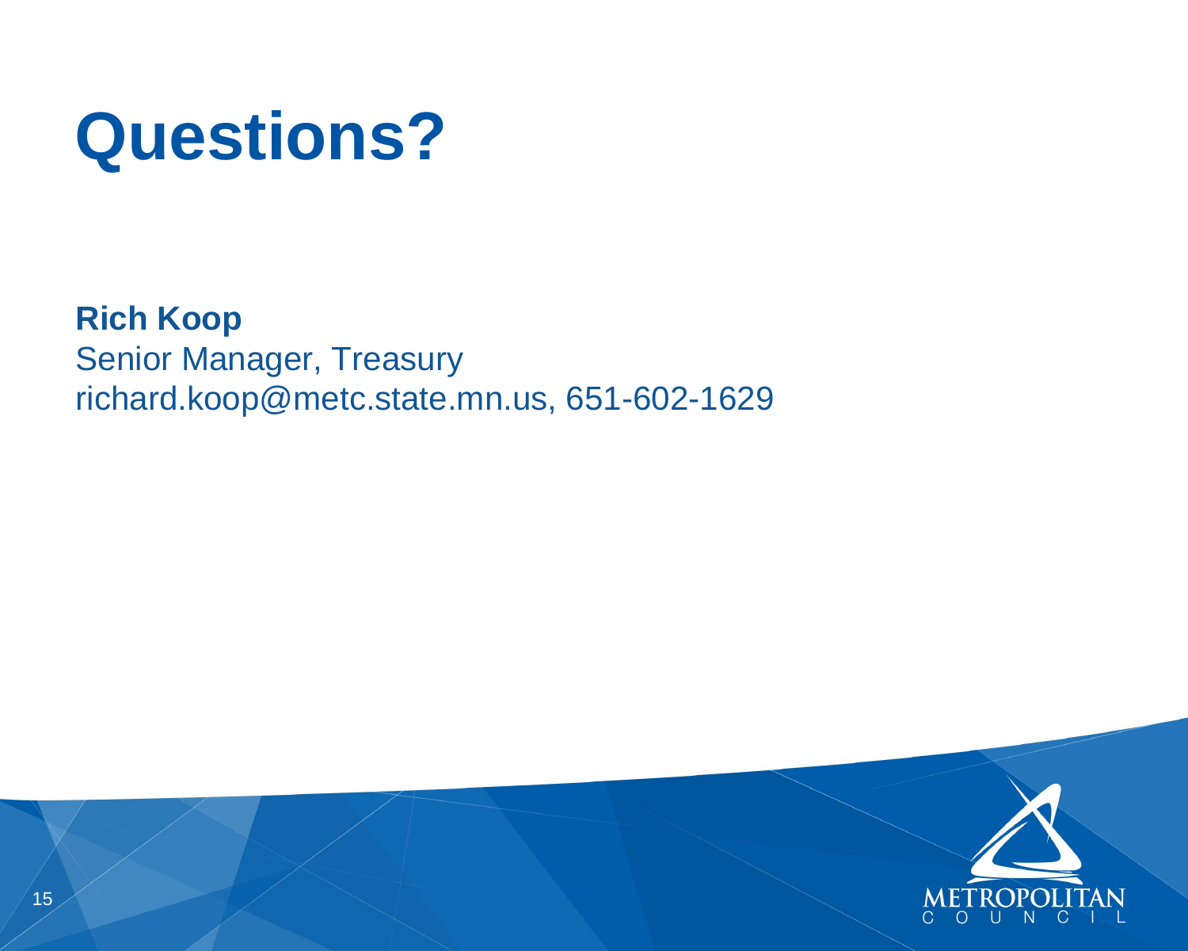# Questions?

**Rich Koop**
Senior Manager, Treasury
richard.koop@metc.state.mn.us, 651-602-1629